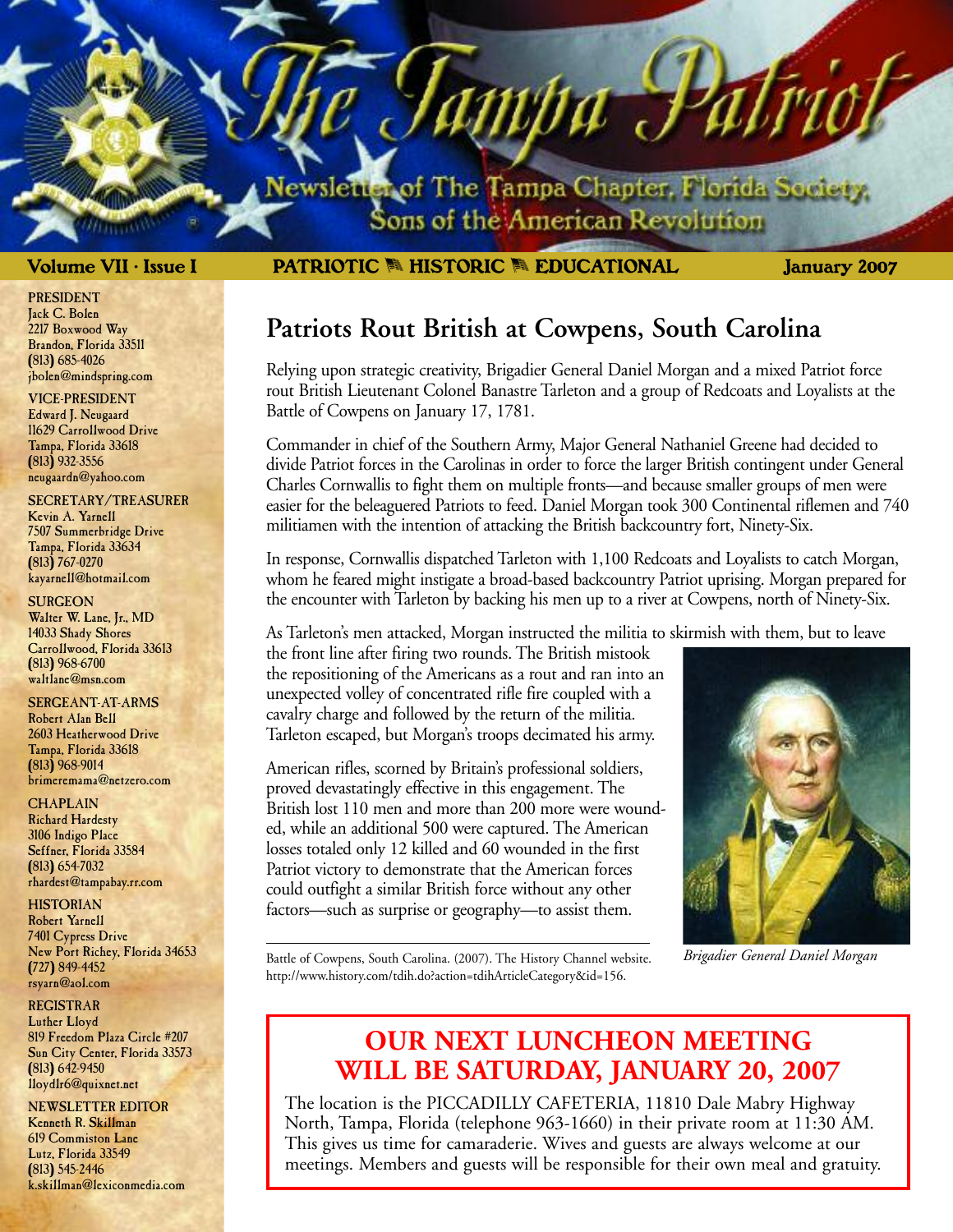# The Tampa Patriot

Newsletter of The Tampa Chapter, Florida Society, Sons of the American Revolution

**Volume VII · Issue I** | **PATRIOTIC · HISTORIC · EDUCATIONAL** | **January 2007**

**PRESIDENT**
Jack C. Bolen
2217 Boxwood Way
Brandon, Florida 33511
(813) 685-4026
jbolen@mindspring.com

**VICE-PRESIDENT**
Edward J. Neugaard
11629 Carrollwood Drive
Tampa, Florida 33618
(813) 932-3556
neugaardn@yahoo.com

**SECRETARY/TREASURER**
Kevin A. Yarnell
7507 Summerbridge Drive
Tampa, Florida 33634
(813) 767-0270
kayarnell@hotmail.com

**SURGEON**
Walter W. Lane, Jr., MD
14033 Shady Shores
Carrollwood, Florida 33613
(813) 968-6700
waltlane@msn.com

**SERGEANT-AT-ARMS**
Robert Alan Bell
2603 Heatherwood Drive
Tampa, Florida 33618
(813) 968-9014
brimeremama@netzero.com

**CHAPLAIN**
Richard Hardesty
3106 Indigo Place
Seffner, Florida 33584
(813) 654-7032
rhardest@tampabay.rr.com

**HISTORIAN**
Robert Yarnell
7401 Cypress Drive
New Port Richey, Florida 34653
(727) 849-4452
rsyarn@aol.com

**REGISTRAR**
Luther Lloyd
819 Freedom Plaza Circle #207
Sun City Center, Florida 33573
(813) 642-9450
lloydlr6@quixnet.net

**NEWSLETTER EDITOR**
Kenneth R. Skillman
619 Commiston Lane
Lutz, Florida 33549
(813) 545-2446
k.skillman@lexiconmedia.com

## Patriots Rout British at Cowpens, South Carolina

Relying upon strategic creativity, Brigadier General Daniel Morgan and a mixed Patriot force rout British Lieutenant Colonel Banastre Tarleton and a group of Redcoats and Loyalists at the Battle of Cowpens on January 17, 1781.

Commander in chief of the Southern Army, Major General Nathaniel Greene had decided to divide Patriot forces in the Carolinas in order to force the larger British contingent under General Charles Cornwallis to fight them on multiple fronts—and because smaller groups of men were easier for the beleaguered Patriots to feed. Daniel Morgan took 300 Continental riflemen and 740 militiamen with the intention of attacking the British backcountry fort, Ninety-Six.

In response, Cornwallis dispatched Tarleton with 1,100 Redcoats and Loyalists to catch Morgan, whom he feared might instigate a broad-based backcountry Patriot uprising. Morgan prepared for the encounter with Tarleton by backing his men up to a river at Cowpens, north of Ninety-Six.

As Tarleton's men attacked, Morgan instructed the militia to skirmish with them, but to leave the front line after firing two rounds. The British mistook the repositioning of the Americans as a rout and ran into an unexpected volley of concentrated rifle fire coupled with a cavalry charge and followed by the return of the militia. Tarleton escaped, but Morgan's troops decimated his army.

American rifles, scorned by Britain's professional soldiers, proved devastatingly effective in this engagement. The British lost 110 men and more than 200 more were wounded, while an additional 500 were captured. The American losses totaled only 12 killed and 60 wounded in the first Patriot victory to demonstrate that the American forces could outfight a similar British force without any other factors—such as surprise or geography—to assist them.

*Brigadier General Daniel Morgan*

Battle of Cowpens, South Carolina. (2007). The History Channel website. http://www.history.com/tdih.do?action=tdihArticleCategory&id=156.

## OUR NEXT LUNCHEON MEETING WILL BE SATURDAY, JANUARY 20, 2007

The location is the PICCADILLY CAFETERIA, 11810 Dale Mabry Highway North, Tampa, Florida (telephone 963-1660) in their private room at 11:30 AM. This gives us time for camaraderie. Wives and guests are always welcome at our meetings. Members and guests will be responsible for their own meal and gratuity.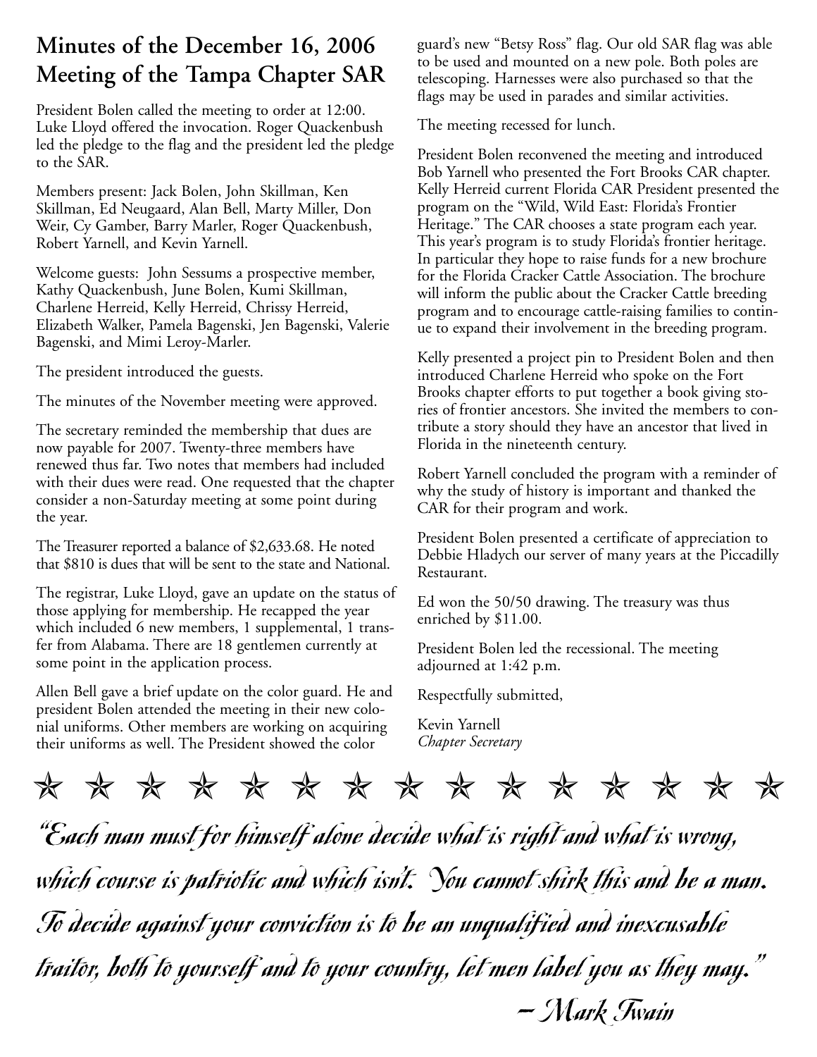## Minutes of the December 16, 2006 Meeting of the Tampa Chapter SAR

President Bolen called the meeting to order at 12:00. Luke Lloyd offered the invocation. Roger Quackenbush led the pledge to the flag and the president led the pledge to the SAR.

Members present: Jack Bolen, John Skillman, Ken Skillman, Ed Neugaard, Alan Bell, Marty Miller, Don Weir, Cy Gamber, Barry Marler, Roger Quackenbush, Robert Yarnell, and Kevin Yarnell.

Welcome guests: John Sessums a prospective member, Kathy Quackenbush, June Bolen, Kumi Skillman, Charlene Herreid, Kelly Herreid, Chrissy Herreid, Elizabeth Walker, Pamela Bagenski, Jen Bagenski, Valerie Bagenski, and Mimi Leroy-Marler.

The president introduced the guests.

The minutes of the November meeting were approved.

The secretary reminded the membership that dues are now payable for 2007. Twenty-three members have renewed thus far. Two notes that members had included with their dues were read. One requested that the chapter consider a non-Saturday meeting at some point during the year.

The Treasurer reported a balance of $2,633.68. He noted that $810 is dues that will be sent to the state and National.

The registrar, Luke Lloyd, gave an update on the status of those applying for membership. He recapped the year which included 6 new members, 1 supplemental, 1 transfer from Alabama. There are 18 gentlemen currently at some point in the application process.

Allen Bell gave a brief update on the color guard. He and president Bolen attended the meeting in their new colonial uniforms. Other members are working on acquiring their uniforms as well. The President showed the color guard's new "Betsy Ross" flag. Our old SAR flag was able to be used and mounted on a new pole. Both poles are telescoping. Harnesses were also purchased so that the flags may be used in parades and similar activities.

The meeting recessed for lunch.

President Bolen reconvened the meeting and introduced Bob Yarnell who presented the Fort Brooks CAR chapter. Kelly Herreid current Florida CAR President presented the program on the "Wild, Wild East: Florida's Frontier Heritage." The CAR chooses a state program each year. This year's program is to study Florida's frontier heritage. In particular they hope to raise funds for a new brochure for the Florida Cracker Cattle Association. The brochure will inform the public about the Cracker Cattle breeding program and to encourage cattle-raising families to continue to expand their involvement in the breeding program.

Kelly presented a project pin to President Bolen and then introduced Charlene Herreid who spoke on the Fort Brooks chapter efforts to put together a book giving stories of frontier ancestors. She invited the members to contribute a story should they have an ancestor that lived in Florida in the nineteenth century.

Robert Yarnell concluded the program with a reminder of why the study of history is important and thanked the CAR for their program and work.

President Bolen presented a certificate of appreciation to Debbie Hladych our server of many years at the Piccadilly Restaurant.

Ed won the 50/50 drawing. The treasury was thus enriched by $11.00.

President Bolen led the recessional. The meeting adjourned at 1:42 p.m.

Respectfully submitted,

Kevin Yarnell  
*Chapter Secretary*

★ ★ ★ ★ ★ ★ ★ ★ ★ ★ ★ ★ ★ ★ ★

*"Each man must for himself alone decide what is right and what is wrong, which course is patriotic and which isn't. You cannot shirk this and be a man. To decide against your conviction is to be an unqualified and inexcusable traitor, both to yourself and to your country, let men label you as they may."*

*– Mark Twain*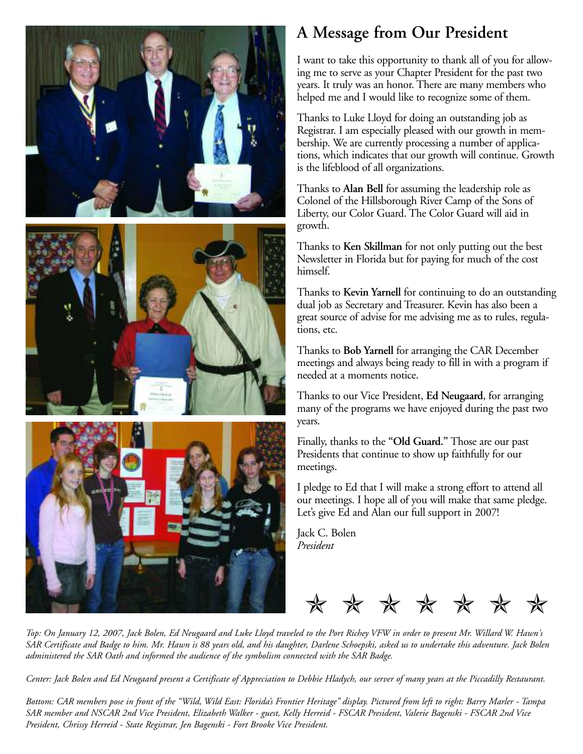## A Message from Our President

I want to take this opportunity to thank all of you for allowing me to serve as your Chapter President for the past two years. It truly was an honor. There are many members who helped me and I would like to recognize some of them.

Thanks to Luke Lloyd for doing an outstanding job as Registrar. I am especially pleased with our growth in membership. We are currently processing a number of applications, which indicates that our growth will continue. Growth is the lifeblood of all organizations.

Thanks to **Alan Bell** for assuming the leadership role as Colonel of the Hillsborough River Camp of the Sons of Liberty, our Color Guard. The Color Guard will aid in growth.

Thanks to **Ken Skillman** for not only putting out the best Newsletter in Florida but for paying for much of the cost himself.

Thanks to **Kevin Yarnell** for continuing to do an outstanding dual job as Secretary and Treasurer. Kevin has also been a great source of advise for me advising me as to rules, regulations, etc.

Thanks to **Bob Yarnell** for arranging the CAR December meetings and always being ready to fill in with a program if needed at a moments notice.

Thanks to our Vice President, **Ed Neugaard**, for arranging many of the programs we have enjoyed during the past two years.

Finally, thanks to the "**Old Guard.**" Those are our past Presidents that continue to show up faithfully for our meetings.

I pledge to Ed that I will make a strong effort to attend all our meetings. I hope all of you will make that same pledge. Let's give Ed and Alan our full support in 2007!

Jack C. Bolen
*President*

★ ★ ★ ★ ★ ★ ★

*Top: On January 12, 2007, Jack Bolen, Ed Neugaard and Luke Lloyd traveled to the Port Richey VFW in order to present Mr. Willard W. Hawn's SAR Certificate and Badge to him. Mr. Hawn is 88 years old, and his daughter, Darlene Schoepski, asked us to undertake this adventure. Jack Bolen administered the SAR Oath and informed the audience of the symbolism connected with the SAR Badge.*

*Center: Jack Bolen and Ed Neugaard present a Certificate of Appreciation to Debbie Hladych, our server of many years at the Piccadilly Restaurant.*

*Bottom: CAR members pose in front of the "Wild, Wild East: Florida's Frontier Heritage" display. Pictured from left to right: Barry Marler - Tampa SAR member and NSCAR 2nd Vice President, Elizabeth Walker - guest, Kelly Herreid - FSCAR President, Valerie Bagenski - FSCAR 2nd Vice President, Chrissy Herreid - State Registrar, Jen Bagenski - Fort Brooke Vice President.*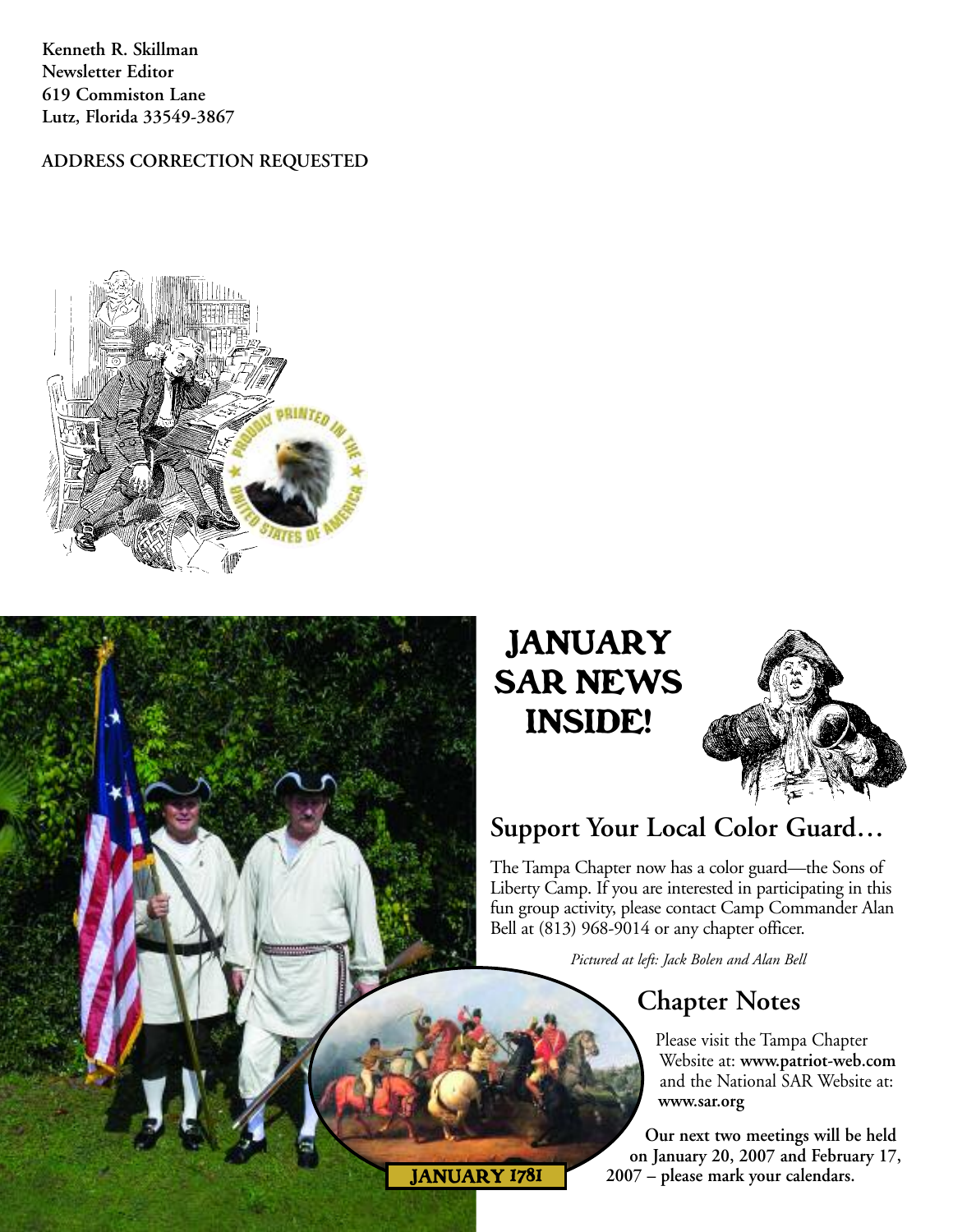**Kenneth R. Skillman**
**Newsletter Editor**
**619 Commiston Lane**
**Lutz, Florida 33549-3867**

**ADDRESS CORRECTION REQUESTED**

PROUDLY PRINTED IN THE UNITED STATES OF AMERICA

# JANUARY SAR NEWS INSIDE!

## Support Your Local Color Guard…

The Tampa Chapter now has a color guard—the Sons of Liberty Camp. If you are interested in participating in this fun group activity, please contact Camp Commander Alan Bell at (813) 968-9014 or any chapter officer.

*Pictured at left: Jack Bolen and Alan Bell*

JANUARY 1781

## Chapter Notes

Please visit the Tampa Chapter Website at: **www.patriot-web.com** and the National SAR Website at: **www.sar.org**

**Our next two meetings will be held on January 20, 2007 and February 17, 2007 – please mark your calendars.**